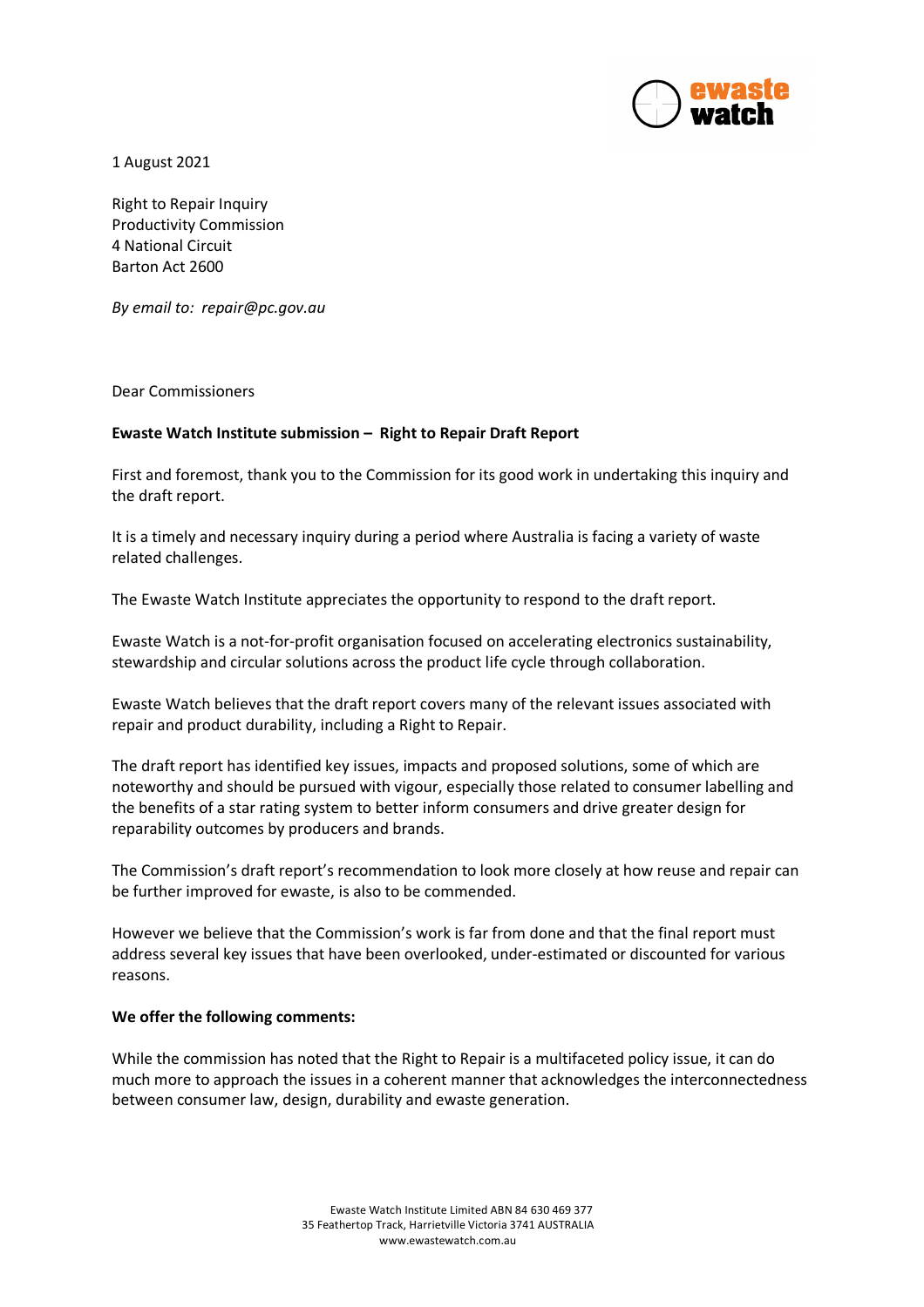1 August 2021

Right to Repair Inquiry
Productivity Commission
4 National Circuit
Barton Act 2600

*By email to: repair@pc.gov.au*

Dear Commissioners

**Ewaste Watch Institute submission – Right to Repair Draft Report**

First and foremost, thank you to the Commission for its good work in undertaking this inquiry and the draft report.

It is a timely and necessary inquiry during a period where Australia is facing a variety of waste related challenges.

The Ewaste Watch Institute appreciates the opportunity to respond to the draft report.

Ewaste Watch is a not-for-profit organisation focused on accelerating electronics sustainability, stewardship and circular solutions across the product life cycle through collaboration.

Ewaste Watch believes that the draft report covers many of the relevant issues associated with repair and product durability, including a Right to Repair.

The draft report has identified key issues, impacts and proposed solutions, some of which are noteworthy and should be pursued with vigour, especially those related to consumer labelling and the benefits of a star rating system to better inform consumers and drive greater design for reparability outcomes by producers and brands.

The Commission's draft report's recommendation to look more closely at how reuse and repair can be further improved for ewaste, is also to be commended.

However we believe that the Commission's work is far from done and that the final report must address several key issues that have been overlooked, under-estimated or discounted for various reasons.

**We offer the following comments:**

While the commission has noted that the Right to Repair is a multifaceted policy issue, it can do much more to approach the issues in a coherent manner that acknowledges the interconnectedness between consumer law, design, durability and ewaste generation.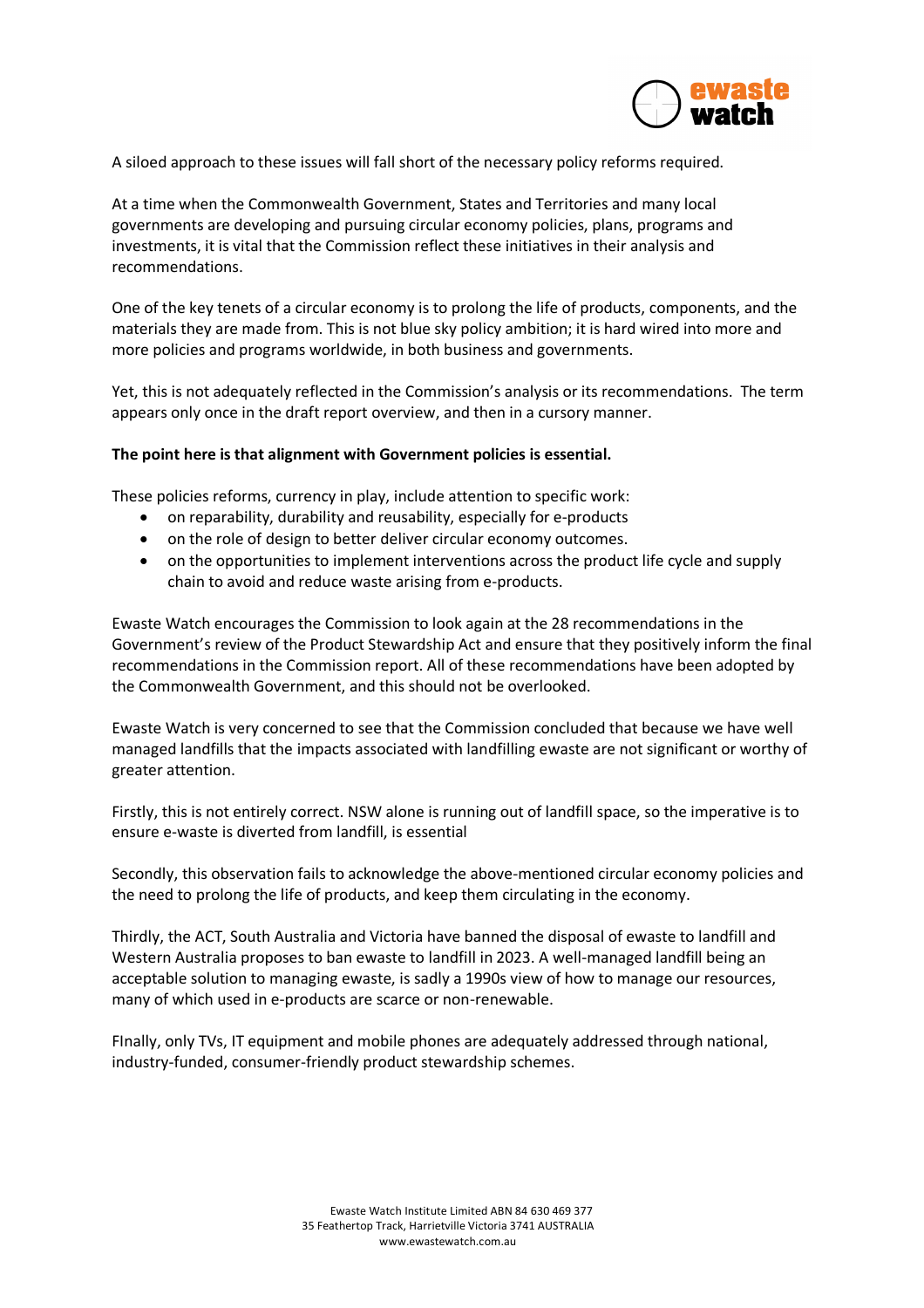A siloed approach to these issues will fall short of the necessary policy reforms required.

At a time when the Commonwealth Government, States and Territories and many local governments are developing and pursuing circular economy policies, plans, programs and investments, it is vital that the Commission reflect these initiatives in their analysis and recommendations.

One of the key tenets of a circular economy is to prolong the life of products, components, and the materials they are made from. This is not blue sky policy ambition; it is hard wired into more and more policies and programs worldwide, in both business and governments.

Yet, this is not adequately reflected in the Commission's analysis or its recommendations. The term appears only once in the draft report overview, and then in a cursory manner.

**The point here is that alignment with Government policies is essential.**

These policies reforms, currency in play, include attention to specific work:

- on reparability, durability and reusability, especially for e-products
- on the role of design to better deliver circular economy outcomes.
- on the opportunities to implement interventions across the product life cycle and supply chain to avoid and reduce waste arising from e-products.

Ewaste Watch encourages the Commission to look again at the 28 recommendations in the Government's review of the Product Stewardship Act and ensure that they positively inform the final recommendations in the Commission report. All of these recommendations have been adopted by the Commonwealth Government, and this should not be overlooked.

Ewaste Watch is very concerned to see that the Commission concluded that because we have well managed landfills that the impacts associated with landfilling ewaste are not significant or worthy of greater attention.

Firstly, this is not entirely correct. NSW alone is running out of landfill space, so the imperative is to ensure e-waste is diverted from landfill, is essential

Secondly, this observation fails to acknowledge the above-mentioned circular economy policies and the need to prolong the life of products, and keep them circulating in the economy.

Thirdly, the ACT, South Australia and Victoria have banned the disposal of ewaste to landfill and Western Australia proposes to ban ewaste to landfill in 2023. A well-managed landfill being an acceptable solution to managing ewaste, is sadly a 1990s view of how to manage our resources, many of which used in e-products are scarce or non-renewable.

FInally, only TVs, IT equipment and mobile phones are adequately addressed through national, industry-funded, consumer-friendly product stewardship schemes.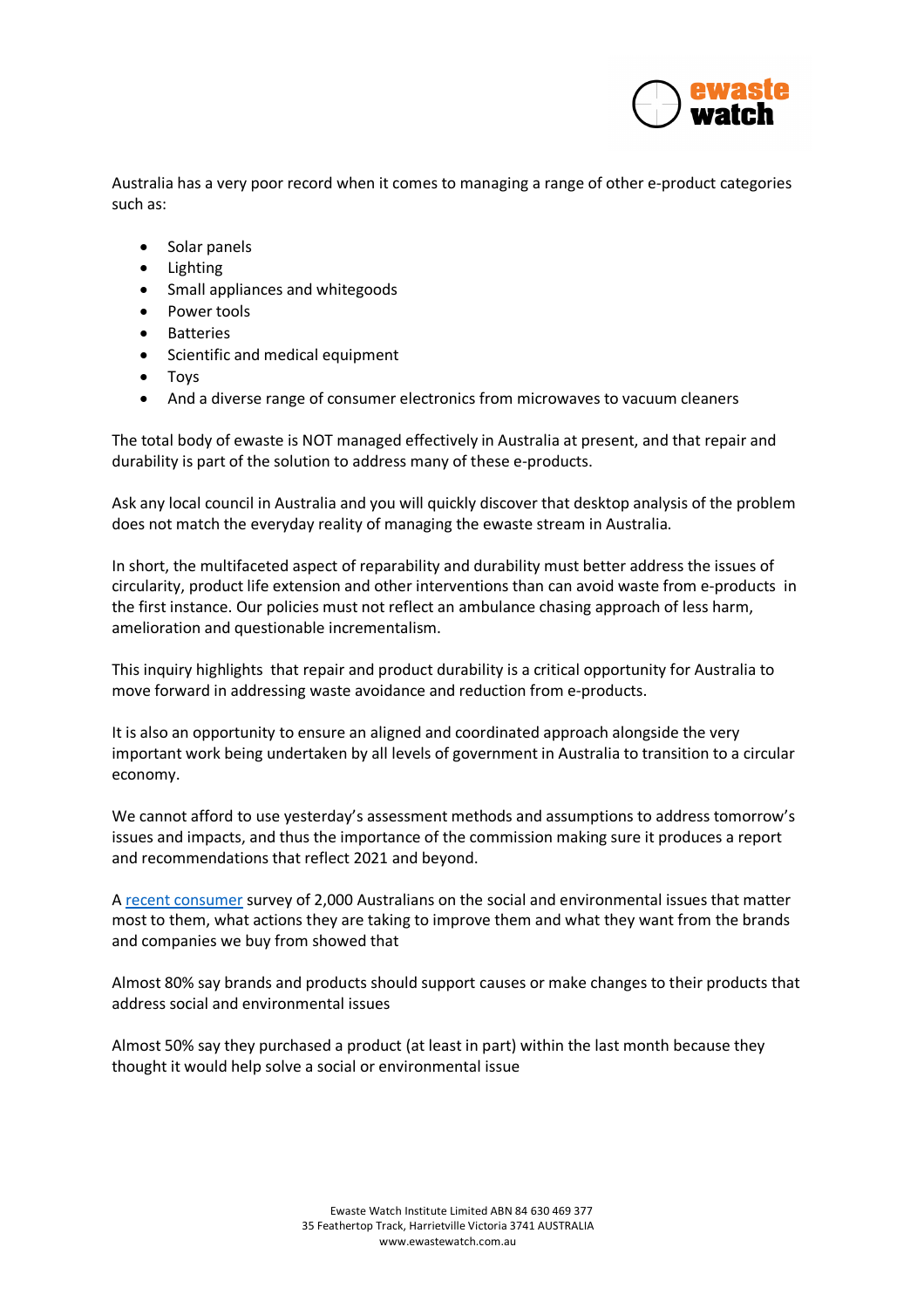Australia has a very poor record when it comes to managing a range of other e-product categories such as:

- Solar panels
- Lighting
- Small appliances and whitegoods
- Power tools
- Batteries
- Scientific and medical equipment
- Toys
- And a diverse range of consumer electronics from microwaves to vacuum cleaners

The total body of ewaste is NOT managed effectively in Australia at present, and that repair and durability is part of the solution to address many of these e-products.

Ask any local council in Australia and you will quickly discover that desktop analysis of the problem does not match the everyday reality of managing the ewaste stream in Australia.

In short, the multifaceted aspect of reparability and durability must better address the issues of circularity, product life extension and other interventions than can avoid waste from e-products in the first instance. Our policies must not reflect an ambulance chasing approach of less harm, amelioration and questionable incrementalism.

This inquiry highlights that repair and product durability is a critical opportunity for Australia to move forward in addressing waste avoidance and reduction from e-products.

It is also an opportunity to ensure an aligned and coordinated approach alongside the very important work being undertaken by all levels of government in Australia to transition to a circular economy.

We cannot afford to use yesterday's assessment methods and assumptions to address tomorrow's issues and impacts, and thus the importance of the commission making sure it produces a report and recommendations that reflect 2021 and beyond.

A recent consumer survey of 2,000 Australians on the social and environmental issues that matter most to them, what actions they are taking to improve them and what they want from the brands and companies we buy from showed that

Almost 80% say brands and products should support causes or make changes to their products that address social and environmental issues

Almost 50% say they purchased a product (at least in part) within the last month because they thought it would help solve a social or environmental issue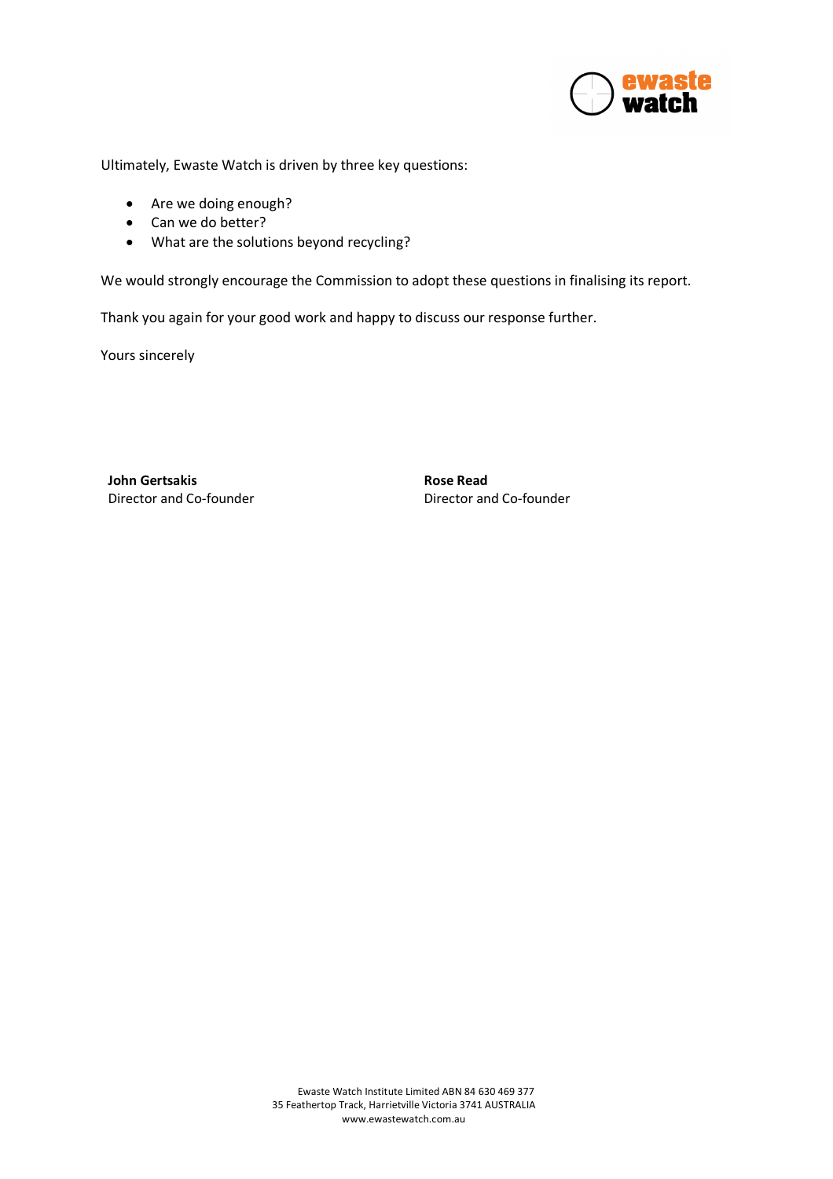Ultimately, Ewaste Watch is driven by three key questions:

- Are we doing enough?
- Can we do better?
- What are the solutions beyond recycling?

We would strongly encourage the Commission to adopt these questions in finalising its report.

Thank you again for your good work and happy to discuss our response further.

Yours sincerely

**John Gertsakis**
Director and Co-founder

**Rose Read**
Director and Co-founder

Ewaste Watch Institute Limited ABN 84 630 469 377
35 Feathertop Track, Harrietville Victoria 3741 AUSTRALIA
www.ewastewatch.com.au